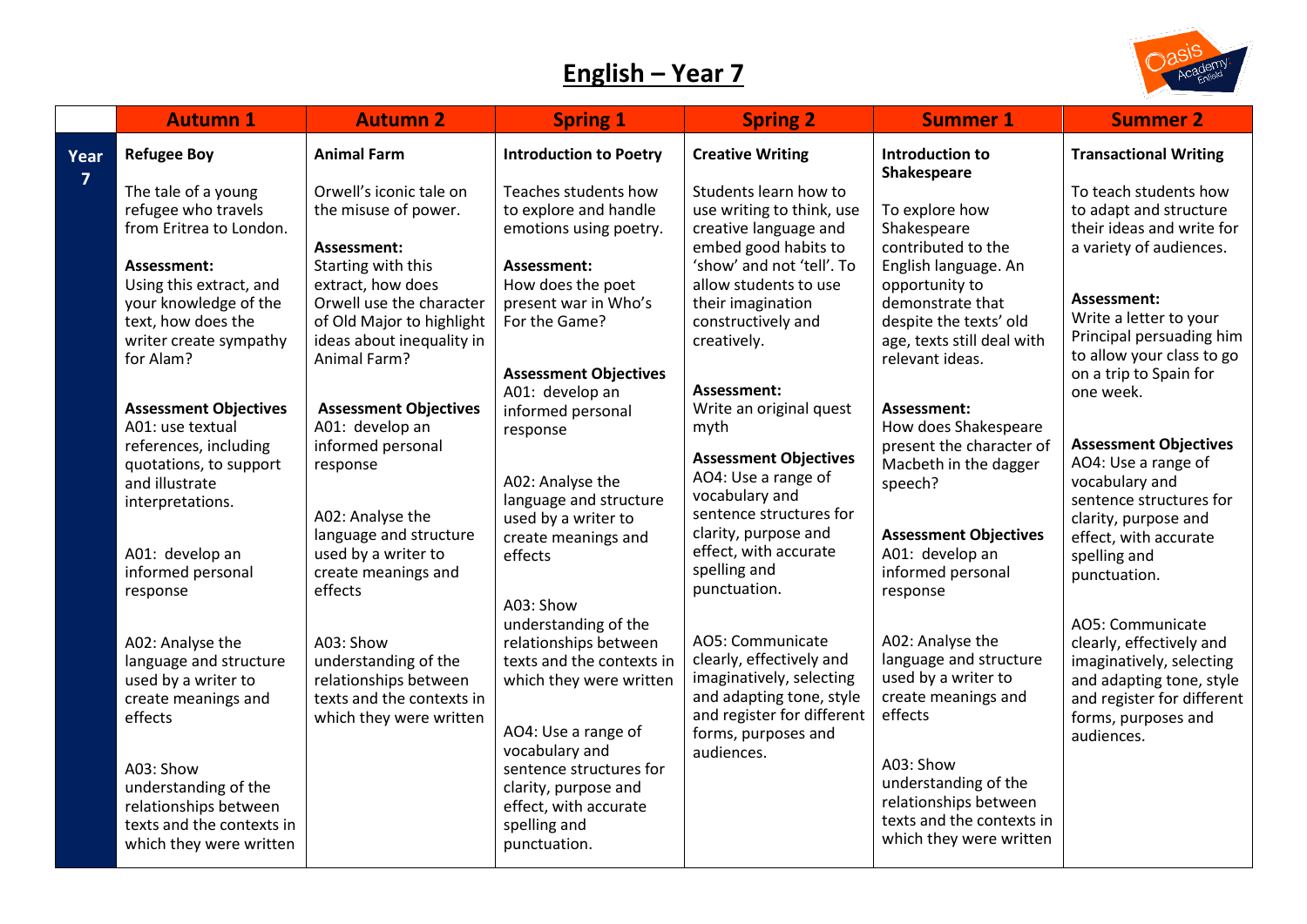# English – Year 7

| | Autumn 1 | Autumn 2 | Spring 1 | Spring 2 | Summer 1 | Summer 2 |
|---|---|---|---|---|---|---|
| **Year 7** | **Refugee Boy**<br><br>The tale of a young refugee who travels from Eritrea to London.<br><br>**Assessment:**<br>Using this extract, and your knowledge of the text, how does the writer create sympathy for Alam?<br><br>**Assessment Objectives**<br>A01: use textual references, including quotations, to support and illustrate interpretations.<br><br>A01: develop an informed personal response<br><br>A02: Analyse the language and structure used by a writer to create meanings and effects<br><br>A03: Show understanding of the relationships between texts and the contexts in which they were written | **Animal Farm**<br><br>Orwell's iconic tale on the misuse of power.<br><br>**Assessment:**<br>Starting with this extract, how does Orwell use the character of Old Major to highlight ideas about inequality in Animal Farm?<br><br>**Assessment Objectives**<br>A01: develop an informed personal response<br><br>A02: Analyse the language and structure used by a writer to create meanings and effects<br><br>A03: Show understanding of the relationships between texts and the contexts in which they were written | **Introduction to Poetry**<br><br>Teaches students how to explore and handle emotions using poetry.<br><br>**Assessment:**<br>How does the poet present war in Who's For the Game?<br><br>**Assessment Objectives**<br>A01: develop an informed personal response<br><br>A02: Analyse the language and structure used by a writer to create meanings and effects<br><br>A03: Show understanding of the relationships between texts and the contexts in which they were written<br><br>AO4: Use a range of vocabulary and sentence structures for clarity, purpose and effect, with accurate spelling and punctuation. | **Creative Writing**<br><br>Students learn how to use writing to think, use creative language and embed good habits to 'show' and not 'tell'. To allow students to use their imagination constructively and creatively.<br><br>**Assessment:**<br>Write an original quest myth<br><br>**Assessment Objectives**<br>AO4: Use a range of vocabulary and sentence structures for clarity, purpose and effect, with accurate spelling and punctuation.<br><br>AO5: Communicate clearly, effectively and imaginatively, selecting and adapting tone, style and register for different forms, purposes and audiences. | **Introduction to Shakespeare**<br><br>To explore how Shakespeare contributed to the English language. An opportunity to demonstrate that despite the texts' old age, texts still deal with relevant ideas.<br><br>**Assessment:**<br>How does Shakespeare present the character of Macbeth in the dagger speech?<br><br>**Assessment Objectives**<br>A01: develop an informed personal response<br><br>A02: Analyse the language and structure used by a writer to create meanings and effects<br><br>A03: Show understanding of the relationships between texts and the contexts in which they were written | **Transactional Writing**<br><br>To teach students how to adapt and structure their ideas and write for a variety of audiences.<br><br>**Assessment:**<br>Write a letter to your Principal persuading him to allow your class to go on a trip to Spain for one week.<br><br>**Assessment Objectives**<br>AO4: Use a range of vocabulary and sentence structures for clarity, purpose and effect, with accurate spelling and punctuation.<br><br>AO5: Communicate clearly, effectively and imaginatively, selecting and adapting tone, style and register for different forms, purposes and audiences. |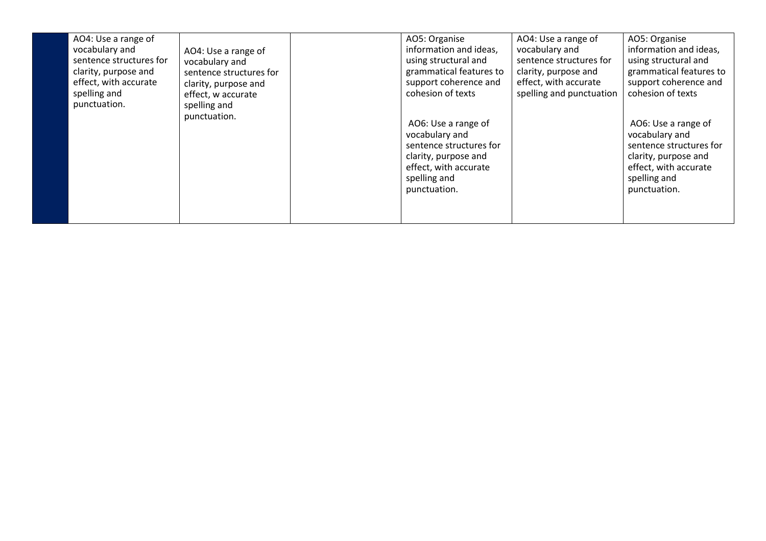| | | | | | | |
|---|---|---|---|---|---|---|
| | AO4: Use a range of vocabulary and sentence structures for clarity, purpose and effect, with accurate spelling and punctuation. | AO4: Use a range of vocabulary and sentence structures for clarity, purpose and effect, w accurate spelling and punctuation. | | AO5: Organise information and ideas, using structural and grammatical features to support coherence and cohesion of texts<br><br>AO6: Use a range of vocabulary and sentence structures for clarity, purpose and effect, with accurate spelling and punctuation. | AO4: Use a range of vocabulary and sentence structures for clarity, purpose and effect, with accurate spelling and punctuation | AO5: Organise information and ideas, using structural and grammatical features to support coherence and cohesion of texts<br><br>AO6: Use a range of vocabulary and sentence structures for clarity, purpose and effect, with accurate spelling and punctuation. |